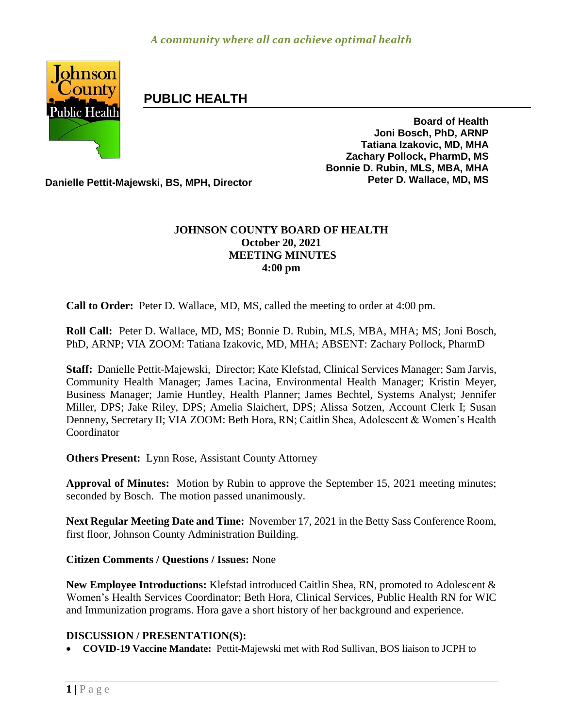*A community where all can achieve optimal health*

# PUBLIC HEALTH

**Board of Health**
**Joni Bosch, PhD, ARNP**
**Tatiana Izakovic, MD, MHA**
**Zachary Pollock, PharmD, MS**
**Bonnie D. Rubin, MLS, MBA, MHA**
**Peter D. Wallace, MD, MS**

**Danielle Pettit-Majewski, BS, MPH, Director**

## JOHNSON COUNTY BOARD OF HEALTH
## October 20, 2021
## MEETING MINUTES
## 4:00 pm

**Call to Order:** Peter D. Wallace, MD, MS, called the meeting to order at 4:00 pm.

**Roll Call:** Peter D. Wallace, MD, MS; Bonnie D. Rubin, MLS, MBA, MHA; MS; Joni Bosch, PhD, ARNP; VIA ZOOM: Tatiana Izakovic, MD, MHA; ABSENT: Zachary Pollock, PharmD

**Staff:** Danielle Pettit-Majewski, Director; Kate Klefstad, Clinical Services Manager; Sam Jarvis, Community Health Manager; James Lacina, Environmental Health Manager; Kristin Meyer, Business Manager; Jamie Huntley, Health Planner; James Bechtel, Systems Analyst; Jennifer Miller, DPS; Jake Riley, DPS; Amelia Slaichert, DPS; Alissa Sotzen, Account Clerk I; Susan Denneny, Secretary II; VIA ZOOM: Beth Hora, RN; Caitlin Shea, Adolescent & Women's Health Coordinator

**Others Present:** Lynn Rose, Assistant County Attorney

**Approval of Minutes:** Motion by Rubin to approve the September 15, 2021 meeting minutes; seconded by Bosch. The motion passed unanimously.

**Next Regular Meeting Date and Time:** November 17, 2021 in the Betty Sass Conference Room, first floor, Johnson County Administration Building.

**Citizen Comments / Questions / Issues:** None

**New Employee Introductions:** Klefstad introduced Caitlin Shea, RN, promoted to Adolescent & Women's Health Services Coordinator; Beth Hora, Clinical Services, Public Health RN for WIC and Immunization programs. Hora gave a short history of her background and experience.

### DISCUSSION / PRESENTATION(S):

- **COVID-19 Vaccine Mandate:** Pettit-Majewski met with Rod Sullivan, BOS liaison to JCPH to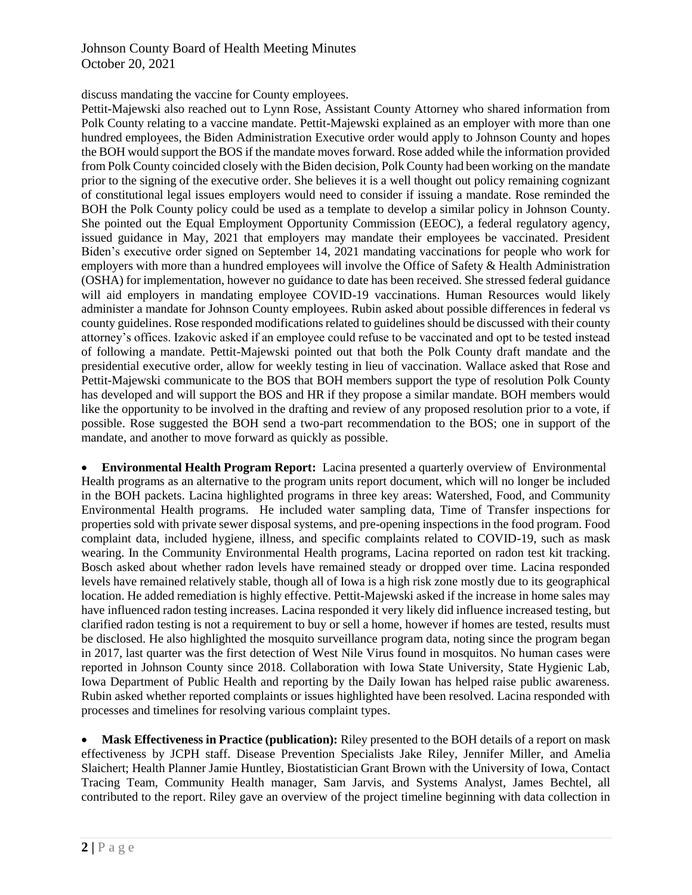discuss mandating the vaccine for County employees.

Pettit-Majewski also reached out to Lynn Rose, Assistant County Attorney who shared information from Polk County relating to a vaccine mandate. Pettit-Majewski explained as an employer with more than one hundred employees, the Biden Administration Executive order would apply to Johnson County and hopes the BOH would support the BOS if the mandate moves forward. Rose added while the information provided from Polk County coincided closely with the Biden decision, Polk County had been working on the mandate prior to the signing of the executive order. She believes it is a well thought out policy remaining cognizant of constitutional legal issues employers would need to consider if issuing a mandate. Rose reminded the BOH the Polk County policy could be used as a template to develop a similar policy in Johnson County. She pointed out the Equal Employment Opportunity Commission (EEOC), a federal regulatory agency, issued guidance in May, 2021 that employers may mandate their employees be vaccinated. President Biden's executive order signed on September 14, 2021 mandating vaccinations for people who work for employers with more than a hundred employees will involve the Office of Safety & Health Administration (OSHA) for implementation, however no guidance to date has been received. She stressed federal guidance will aid employers in mandating employee COVID-19 vaccinations. Human Resources would likely administer a mandate for Johnson County employees. Rubin asked about possible differences in federal vs county guidelines. Rose responded modifications related to guidelines should be discussed with their county attorney's offices. Izakovic asked if an employee could refuse to be vaccinated and opt to be tested instead of following a mandate. Pettit-Majewski pointed out that both the Polk County draft mandate and the presidential executive order, allow for weekly testing in lieu of vaccination. Wallace asked that Rose and Pettit-Majewski communicate to the BOS that BOH members support the type of resolution Polk County has developed and will support the BOS and HR if they propose a similar mandate. BOH members would like the opportunity to be involved in the drafting and review of any proposed resolution prior to a vote, if possible. Rose suggested the BOH send a two-part recommendation to the BOS; one in support of the mandate, and another to move forward as quickly as possible.

- **Environmental Health Program Report:** Lacina presented a quarterly overview of Environmental Health programs as an alternative to the program units report document, which will no longer be included in the BOH packets. Lacina highlighted programs in three key areas: Watershed, Food, and Community Environmental Health programs. He included water sampling data, Time of Transfer inspections for properties sold with private sewer disposal systems, and pre-opening inspections in the food program. Food complaint data, included hygiene, illness, and specific complaints related to COVID-19, such as mask wearing. In the Community Environmental Health programs, Lacina reported on radon test kit tracking. Bosch asked about whether radon levels have remained steady or dropped over time. Lacina responded levels have remained relatively stable, though all of Iowa is a high risk zone mostly due to its geographical location. He added remediation is highly effective. Pettit-Majewski asked if the increase in home sales may have influenced radon testing increases. Lacina responded it very likely did influence increased testing, but clarified radon testing is not a requirement to buy or sell a home, however if homes are tested, results must be disclosed. He also highlighted the mosquito surveillance program data, noting since the program began in 2017, last quarter was the first detection of West Nile Virus found in mosquitos. No human cases were reported in Johnson County since 2018. Collaboration with Iowa State University, State Hygienic Lab, Iowa Department of Public Health and reporting by the Daily Iowan has helped raise public awareness. Rubin asked whether reported complaints or issues highlighted have been resolved. Lacina responded with processes and timelines for resolving various complaint types.

- **Mask Effectiveness in Practice (publication):** Riley presented to the BOH details of a report on mask effectiveness by JCPH staff. Disease Prevention Specialists Jake Riley, Jennifer Miller, and Amelia Slaichert; Health Planner Jamie Huntley, Biostatistician Grant Brown with the University of Iowa, Contact Tracing Team, Community Health manager, Sam Jarvis, and Systems Analyst, James Bechtel, all contributed to the report. Riley gave an overview of the project timeline beginning with data collection in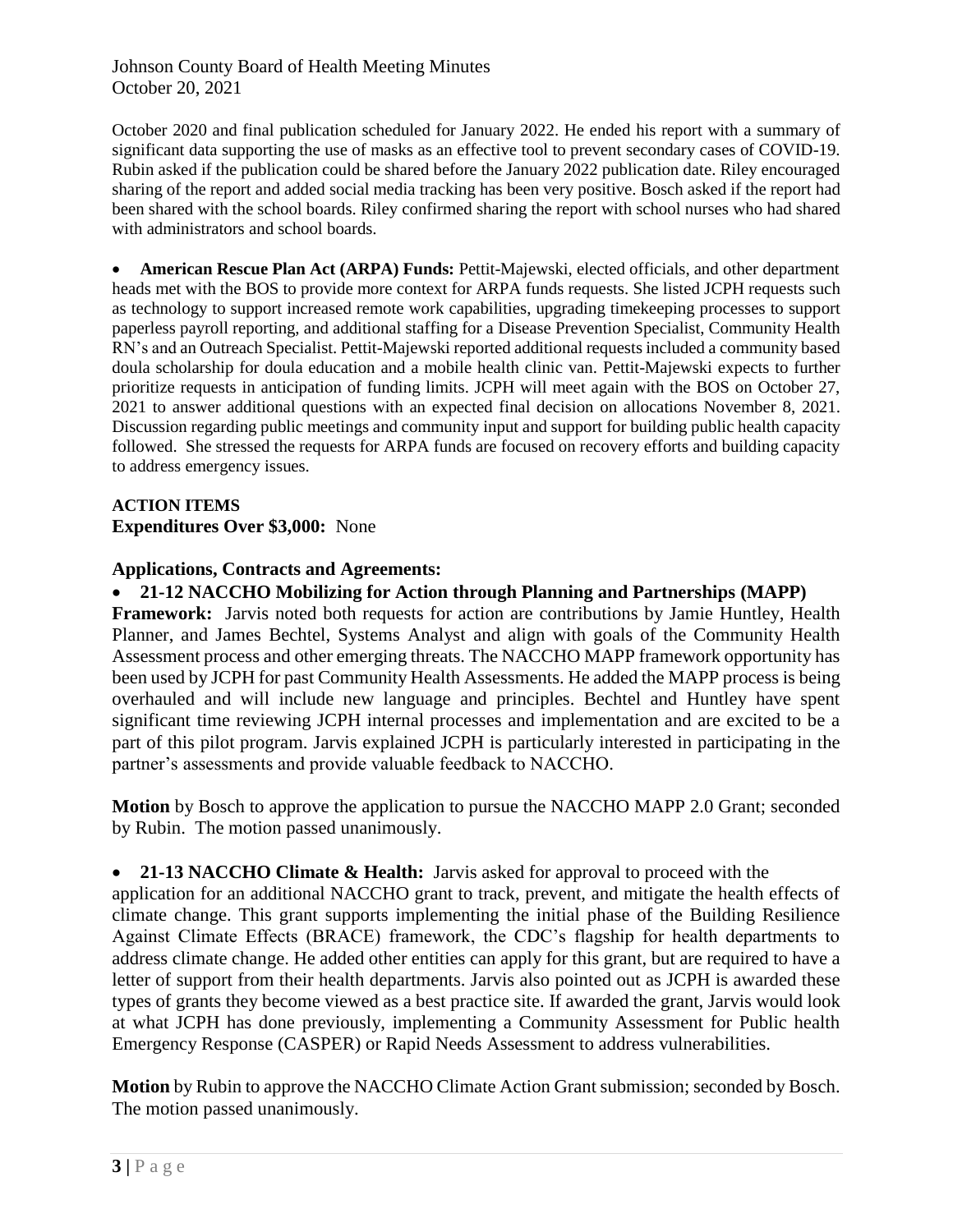October 2020 and final publication scheduled for January 2022. He ended his report with a summary of significant data supporting the use of masks as an effective tool to prevent secondary cases of COVID-19. Rubin asked if the publication could be shared before the January 2022 publication date. Riley encouraged sharing of the report and added social media tracking has been very positive. Bosch asked if the report had been shared with the school boards. Riley confirmed sharing the report with school nurses who had shared with administrators and school boards.

- **American Rescue Plan Act (ARPA) Funds:** Pettit-Majewski, elected officials, and other department heads met with the BOS to provide more context for ARPA funds requests. She listed JCPH requests such as technology to support increased remote work capabilities, upgrading timekeeping processes to support paperless payroll reporting, and additional staffing for a Disease Prevention Specialist, Community Health RN's and an Outreach Specialist. Pettit-Majewski reported additional requests included a community based doula scholarship for doula education and a mobile health clinic van. Pettit-Majewski expects to further prioritize requests in anticipation of funding limits. JCPH will meet again with the BOS on October 27, 2021 to answer additional questions with an expected final decision on allocations November 8, 2021. Discussion regarding public meetings and community input and support for building public health capacity followed. She stressed the requests for ARPA funds are focused on recovery efforts and building capacity to address emergency issues.

**ACTION ITEMS**

**Expenditures Over $3,000:** None

**Applications, Contracts and Agreements:**

- **21-12 NACCHO Mobilizing for Action through Planning and Partnerships (MAPP) Framework:** Jarvis noted both requests for action are contributions by Jamie Huntley, Health Planner, and James Bechtel, Systems Analyst and align with goals of the Community Health Assessment process and other emerging threats. The NACCHO MAPP framework opportunity has been used by JCPH for past Community Health Assessments. He added the MAPP process is being overhauled and will include new language and principles. Bechtel and Huntley have spent significant time reviewing JCPH internal processes and implementation and are excited to be a part of this pilot program. Jarvis explained JCPH is particularly interested in participating in the partner's assessments and provide valuable feedback to NACCHO.

**Motion** by Bosch to approve the application to pursue the NACCHO MAPP 2.0 Grant; seconded by Rubin. The motion passed unanimously.

- **21-13 NACCHO Climate & Health:** Jarvis asked for approval to proceed with the application for an additional NACCHO grant to track, prevent, and mitigate the health effects of climate change. This grant supports implementing the initial phase of the Building Resilience Against Climate Effects (BRACE) framework, the CDC's flagship for health departments to address climate change. He added other entities can apply for this grant, but are required to have a letter of support from their health departments. Jarvis also pointed out as JCPH is awarded these types of grants they become viewed as a best practice site. If awarded the grant, Jarvis would look at what JCPH has done previously, implementing a Community Assessment for Public health Emergency Response (CASPER) or Rapid Needs Assessment to address vulnerabilities.

**Motion** by Rubin to approve the NACCHO Climate Action Grant submission; seconded by Bosch. The motion passed unanimously.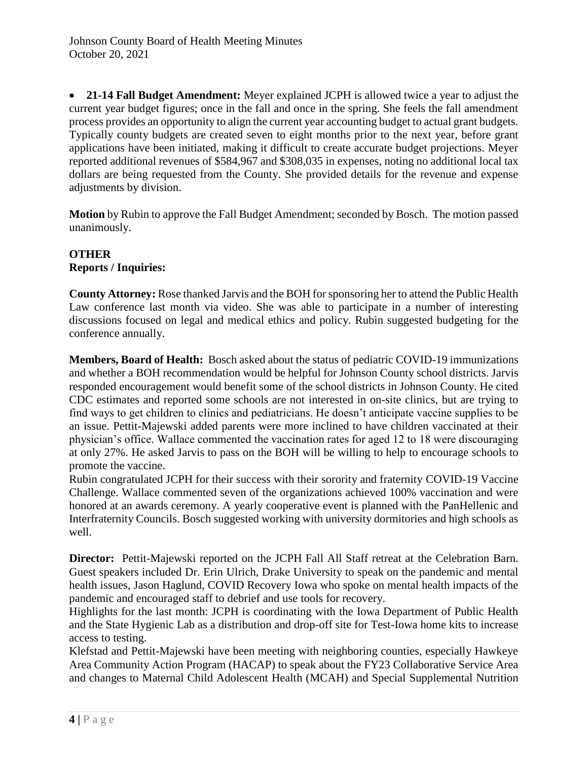- **21-14 Fall Budget Amendment:** Meyer explained JCPH is allowed twice a year to adjust the current year budget figures; once in the fall and once in the spring. She feels the fall amendment process provides an opportunity to align the current year accounting budget to actual grant budgets. Typically county budgets are created seven to eight months prior to the next year, before grant applications have been initiated, making it difficult to create accurate budget projections. Meyer reported additional revenues of $584,967 and $308,035 in expenses, noting no additional local tax dollars are being requested from the County. She provided details for the revenue and expense adjustments by division.

**Motion** by Rubin to approve the Fall Budget Amendment; seconded by Bosch. The motion passed unanimously.

**OTHER**
**Reports / Inquiries:**

**County Attorney:** Rose thanked Jarvis and the BOH for sponsoring her to attend the Public Health Law conference last month via video. She was able to participate in a number of interesting discussions focused on legal and medical ethics and policy. Rubin suggested budgeting for the conference annually.

**Members, Board of Health:** Bosch asked about the status of pediatric COVID-19 immunizations and whether a BOH recommendation would be helpful for Johnson County school districts. Jarvis responded encouragement would benefit some of the school districts in Johnson County. He cited CDC estimates and reported some schools are not interested in on-site clinics, but are trying to find ways to get children to clinics and pediatricians. He doesn't anticipate vaccine supplies to be an issue. Pettit-Majewski added parents were more inclined to have children vaccinated at their physician's office. Wallace commented the vaccination rates for aged 12 to 18 were discouraging at only 27%. He asked Jarvis to pass on the BOH will be willing to help to encourage schools to promote the vaccine.
Rubin congratulated JCPH for their success with their sorority and fraternity COVID-19 Vaccine Challenge. Wallace commented seven of the organizations achieved 100% vaccination and were honored at an awards ceremony. A yearly cooperative event is planned with the PanHellenic and Interfraternity Councils. Bosch suggested working with university dormitories and high schools as well.

**Director:** Pettit-Majewski reported on the JCPH Fall All Staff retreat at the Celebration Barn. Guest speakers included Dr. Erin Ulrich, Drake University to speak on the pandemic and mental health issues, Jason Haglund, COVID Recovery Iowa who spoke on mental health impacts of the pandemic and encouraged staff to debrief and use tools for recovery.
Highlights for the last month: JCPH is coordinating with the Iowa Department of Public Health and the State Hygienic Lab as a distribution and drop-off site for Test-Iowa home kits to increase access to testing.
Klefstad and Pettit-Majewski have been meeting with neighboring counties, especially Hawkeye Area Community Action Program (HACAP) to speak about the FY23 Collaborative Service Area and changes to Maternal Child Adolescent Health (MCAH) and Special Supplemental Nutrition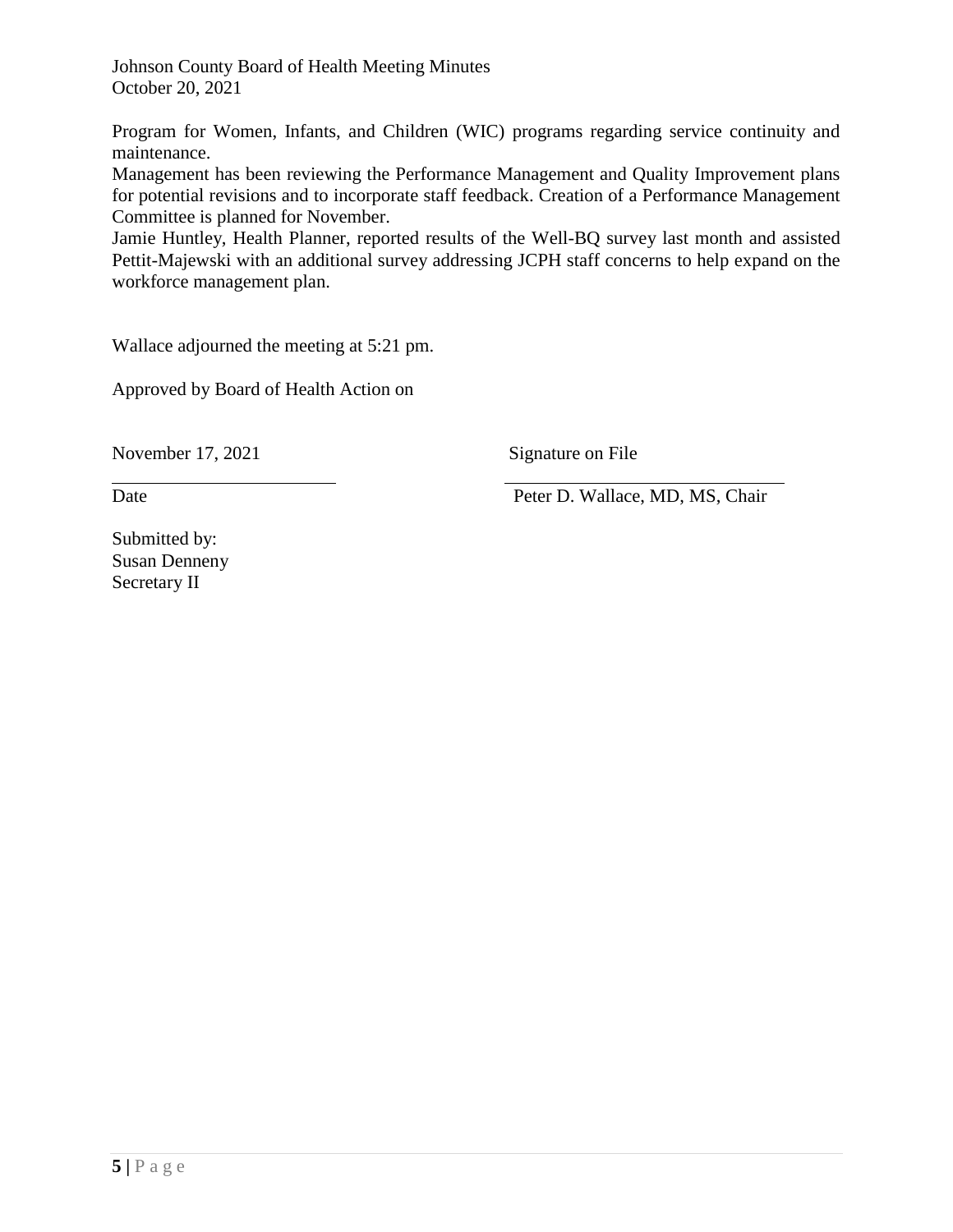Program for Women, Infants, and Children (WIC) programs regarding service continuity and maintenance.

Management has been reviewing the Performance Management and Quality Improvement plans for potential revisions and to incorporate staff feedback. Creation of a Performance Management Committee is planned for November.

Jamie Huntley, Health Planner, reported results of the Well-BQ survey last month and assisted Pettit-Majewski with an additional survey addressing JCPH staff concerns to help expand on the workforce management plan.

Wallace adjourned the meeting at 5:21 pm.

Approved by Board of Health Action on

| | |
|---|---|
| November 17, 2021 | Signature on File |
| Date | Peter D. Wallace, MD, MS, Chair |

Submitted by:
Susan Denneny
Secretary II